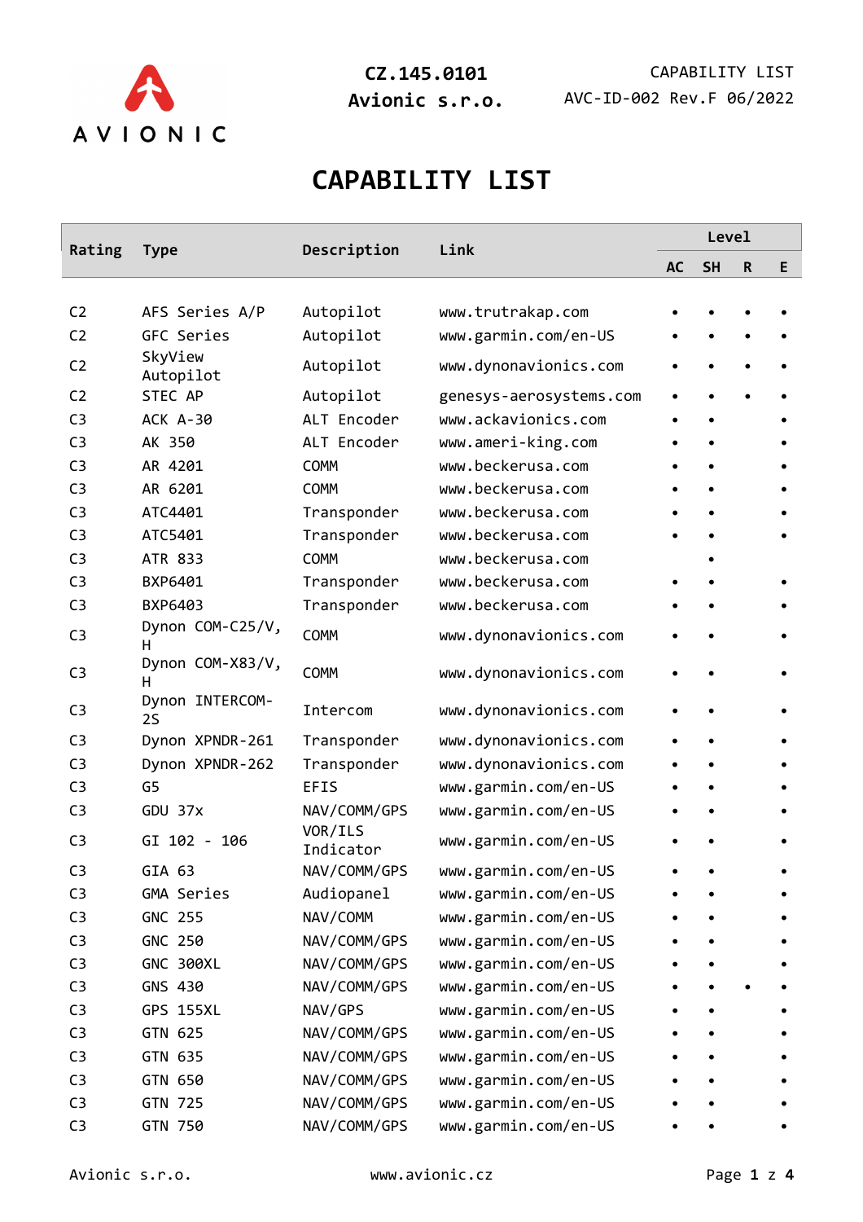CZ.145.0101
Avionic s.r.o.

CAPABILITY LIST
AVC-ID-002 Rev.F 06/2022

# CAPABILITY LIST

| Rating | Type | Description | Link | Level | | | |
|---|---|---|---|---|---|---|---|
| | | | | AC | SH | R | E |
| C2 | AFS Series A/P | Autopilot | www.trutrakap.com | • | • | • | • |
| C2 | GFC Series | Autopilot | www.garmin.com/en-US | • | • | • | • |
| C2 | SkyView Autopilot | Autopilot | www.dynonavionics.com | • | • | • | • |
| C2 | STEC AP | Autopilot | genesys-aerosystems.com | • | • | • | • |
| C3 | ACK A-30 | ALT Encoder | www.ackavionics.com | • | • | | • |
| C3 | AK 350 | ALT Encoder | www.ameri-king.com | • | • | | • |
| C3 | AR 4201 | COMM | www.beckerusa.com | • | • | | • |
| C3 | AR 6201 | COMM | www.beckerusa.com | • | • | | • |
| C3 | ATC4401 | Transponder | www.beckerusa.com | • | • | | • |
| C3 | ATC5401 | Transponder | www.beckerusa.com | • | • | | • |
| C3 | ATR 833 | COMM | www.beckerusa.com | | • | | |
| C3 | BXP6401 | Transponder | www.beckerusa.com | • | • | | • |
| C3 | BXP6403 | Transponder | www.beckerusa.com | • | • | | • |
| C3 | Dynon COM-C25/V, H | COMM | www.dynonavionics.com | • | • | | • |
| C3 | Dynon COM-X83/V, H | COMM | www.dynonavionics.com | • | • | | • |
| C3 | Dynon INTERCOM-2S | Intercom | www.dynonavionics.com | • | • | | • |
| C3 | Dynon XPNDR-261 | Transponder | www.dynonavionics.com | • | • | | • |
| C3 | Dynon XPNDR-262 | Transponder | www.dynonavionics.com | • | • | | • |
| C3 | G5 | EFIS | www.garmin.com/en-US | • | • | | • |
| C3 | GDU 37x | NAV/COMM/GPS | www.garmin.com/en-US | • | • | | • |
| C3 | GI 102 - 106 | VOR/ILS Indicator | www.garmin.com/en-US | • | • | | • |
| C3 | GIA 63 | NAV/COMM/GPS | www.garmin.com/en-US | • | • | | • |
| C3 | GMA Series | Audiopanel | www.garmin.com/en-US | • | • | | • |
| C3 | GNC 255 | NAV/COMM | www.garmin.com/en-US | • | • | | • |
| C3 | GNC 250 | NAV/COMM/GPS | www.garmin.com/en-US | • | • | | • |
| C3 | GNC 300XL | NAV/COMM/GPS | www.garmin.com/en-US | • | • | | • |
| C3 | GNS 430 | NAV/COMM/GPS | www.garmin.com/en-US | • | • | • | • |
| C3 | GPS 155XL | NAV/GPS | www.garmin.com/en-US | • | • | | • |
| C3 | GTN 625 | NAV/COMM/GPS | www.garmin.com/en-US | • | • | | • |
| C3 | GTN 635 | NAV/COMM/GPS | www.garmin.com/en-US | • | • | | • |
| C3 | GTN 650 | NAV/COMM/GPS | www.garmin.com/en-US | • | • | | • |
| C3 | GTN 725 | NAV/COMM/GPS | www.garmin.com/en-US | • | • | | • |
| C3 | GTN 750 | NAV/COMM/GPS | www.garmin.com/en-US | • | • | | • |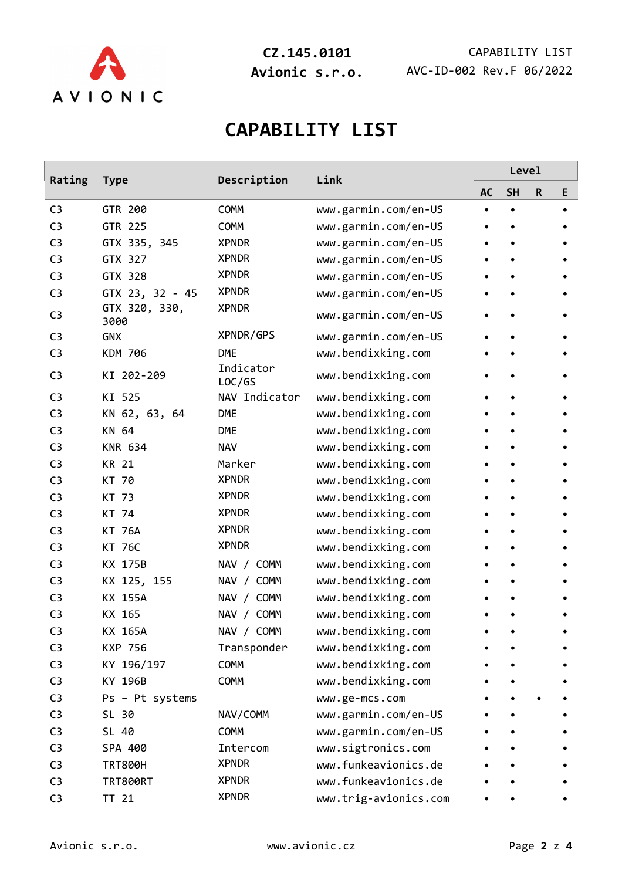# CAPABILITY LIST

| Rating | Type | Description | Link | Level | | | |
|---|---|---|---|---|---|---|---|
| | | | | AC | SH | R | E |
| C3 | GTR 200 | COMM | www.garmin.com/en-US | • | • | | • |
| C3 | GTR 225 | COMM | www.garmin.com/en-US | • | • | | • |
| C3 | GTX 335, 345 | XPNDR | www.garmin.com/en-US | • | • | | • |
| C3 | GTX 327 | XPNDR | www.garmin.com/en-US | • | • | | • |
| C3 | GTX 328 | XPNDR | www.garmin.com/en-US | • | • | | • |
| C3 | GTX 23, 32 - 45 | XPNDR | www.garmin.com/en-US | • | • | | • |
| C3 | GTX 320, 330, 3000 | XPNDR | www.garmin.com/en-US | • | • | | • |
| C3 | GNX | XPNDR/GPS | www.garmin.com/en-US | • | • | | • |
| C3 | KDM 706 | DME | www.bendixking.com | • | • | | • |
| C3 | KI 202-209 | Indicator LOC/GS | www.bendixking.com | • | • | | • |
| C3 | KI 525 | NAV Indicator | www.bendixking.com | • | • | | • |
| C3 | KN 62, 63, 64 | DME | www.bendixking.com | • | • | | • |
| C3 | KN 64 | DME | www.bendixking.com | • | • | | • |
| C3 | KNR 634 | NAV | www.bendixking.com | • | • | | • |
| C3 | KR 21 | Marker | www.bendixking.com | • | • | | • |
| C3 | KT 70 | XPNDR | www.bendixking.com | • | • | | • |
| C3 | KT 73 | XPNDR | www.bendixking.com | • | • | | • |
| C3 | KT 74 | XPNDR | www.bendixking.com | • | • | | • |
| C3 | KT 76A | XPNDR | www.bendixking.com | • | • | | • |
| C3 | KT 76C | XPNDR | www.bendixking.com | • | • | | • |
| C3 | KX 175B | NAV / COMM | www.bendixking.com | • | • | | • |
| C3 | KX 125, 155 | NAV / COMM | www.bendixking.com | • | • | | • |
| C3 | KX 155A | NAV / COMM | www.bendixking.com | • | • | | • |
| C3 | KX 165 | NAV / COMM | www.bendixking.com | • | • | | • |
| C3 | KX 165A | NAV / COMM | www.bendixking.com | • | • | | • |
| C3 | KXP 756 | Transponder | www.bendixking.com | • | • | | • |
| C3 | KY 196/197 | COMM | www.bendixking.com | • | • | | • |
| C3 | KY 196B | COMM | www.bendixking.com | • | • | | • |
| C3 | Ps – Pt systems | | www.ge-mcs.com | • | • | • | • |
| C3 | SL 30 | NAV/COMM | www.garmin.com/en-US | • | • | | • |
| C3 | SL 40 | COMM | www.garmin.com/en-US | • | • | | • |
| C3 | SPA 400 | Intercom | www.sigtronics.com | • | • | | • |
| C3 | TRT800H | XPNDR | www.funkeavionics.de | • | • | | • |
| C3 | TRT800RT | XPNDR | www.funkeavionics.de | • | • | | • |
| C3 | TT 21 | XPNDR | www.trig-avionics.com | • | • | | • |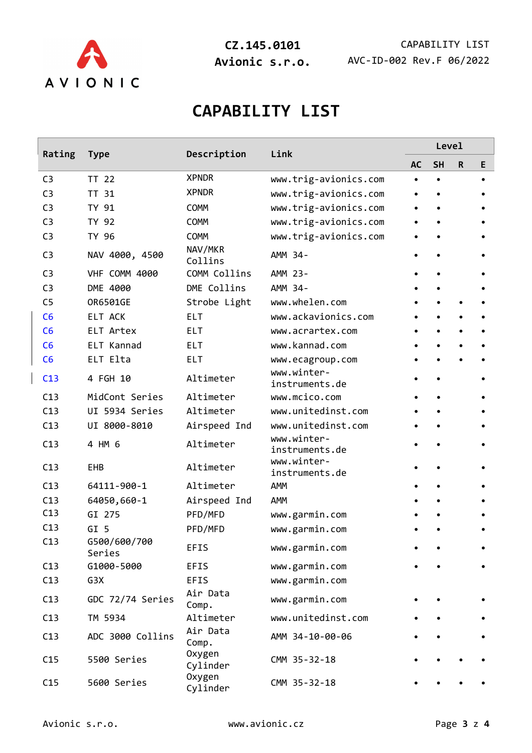# CAPABILITY LIST

| Rating | Type | Description | Link | Level | | | |
|---|---|---|---|---|---|---|---|
| | | | | AC | SH | R | E |
| C3 | TT 22 | XPNDR | www.trig-avionics.com | • | • | | • |
| C3 | TT 31 | XPNDR | www.trig-avionics.com | • | • | | • |
| C3 | TY 91 | COMM | www.trig-avionics.com | • | • | | • |
| C3 | TY 92 | COMM | www.trig-avionics.com | • | • | | • |
| C3 | TY 96 | COMM | www.trig-avionics.com | • | • | | • |
| C3 | NAV 4000, 4500 | NAV/MKR Collins | AMM 34- | • | • | | • |
| C3 | VHF COMM 4000 | COMM Collins | AMM 23- | • | • | | • |
| C3 | DME 4000 | DME Collins | AMM 34- | • | • | | • |
| C5 | OR6501GE | Strobe Light | www.whelen.com | • | • | • | • |
| C6 | ELT ACK | ELT | www.ackavionics.com | • | • | • | • |
| C6 | ELT Artex | ELT | www.acrartex.com | • | • | • | • |
| C6 | ELT Kannad | ELT | www.kannad.com | • | • | • | • |
| C6 | ELT Elta | ELT | www.ecagroup.com | • | • | • | • |
| C13 | 4 FGH 10 | Altimeter | www.winter-instruments.de | • | • | | • |
| C13 | MidCont Series | Altimeter | www.mcico.com | • | • | | • |
| C13 | UI 5934 Series | Altimeter | www.unitedinst.com | • | • | | • |
| C13 | UI 8000-8010 | Airspeed Ind | www.unitedinst.com | • | • | | • |
| C13 | 4 HM 6 | Altimeter | www.winter-instruments.de | • | • | | • |
| C13 | EHB | Altimeter | www.winter-instruments.de | • | • | | • |
| C13 | 64111-900-1 | Altimeter | AMM | • | • | | • |
| C13 | 64050,660-1 | Airspeed Ind | AMM | • | • | | • |
| C13 | GI 275 | PFD/MFD | www.garmin.com | • | • | | • |
| C13 | GI 5 | PFD/MFD | www.garmin.com | • | • | | • |
| C13 | G500/600/700 Series | EFIS | www.garmin.com | • | • | | • |
| C13 | G1000-5000 | EFIS | www.garmin.com | • | • | | • |
| C13 | G3X | EFIS | www.garmin.com | | | | |
| C13 | GDC 72/74 Series | Air Data Comp. | www.garmin.com | • | • | | • |
| C13 | TM 5934 | Altimeter | www.unitedinst.com | • | • | | • |
| C13 | ADC 3000 Collins | Air Data Comp. | AMM 34-10-00-06 | • | • | | • |
| C15 | 5500 Series | Oxygen Cylinder | CMM 35-32-18 | • | • | • | • |
| C15 | 5600 Series | Oxygen Cylinder | CMM 35-32-18 | • | • | • | • |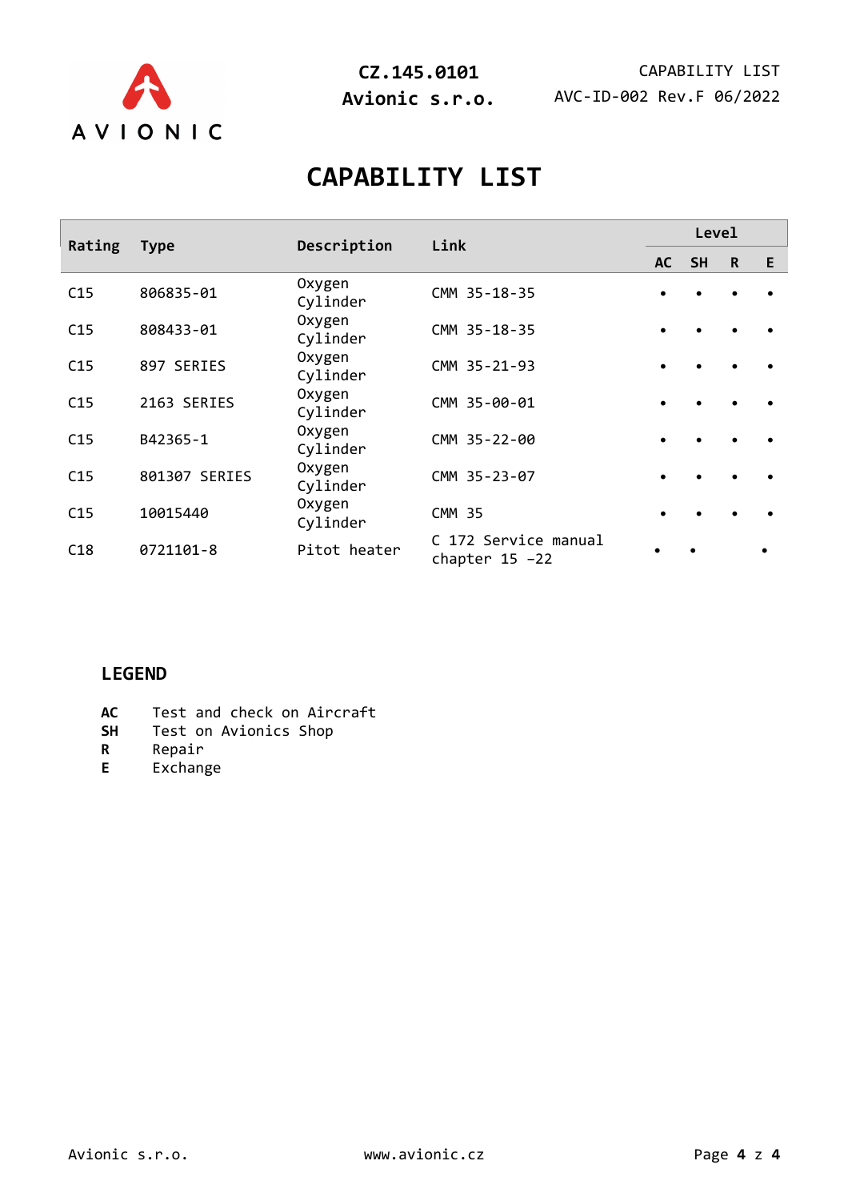# CAPABILITY LIST

| Rating | Type | Description | Link | Level | | | |
|---|---|---|---|---|---|---|---|
| | | | | AC | SH | R | E |
| C15 | 806835-01 | Oxygen Cylinder | CMM 35-18-35 | • | • | • | • |
| C15 | 808433-01 | Oxygen Cylinder | CMM 35-18-35 | • | • | • | • |
| C15 | 897 SERIES | Oxygen Cylinder | CMM 35-21-93 | • | • | • | • |
| C15 | 2163 SERIES | Oxygen Cylinder | CMM 35-00-01 | • | • | • | • |
| C15 | B42365-1 | Oxygen Cylinder | CMM 35-22-00 | • | • | • | • |
| C15 | 801307 SERIES | Oxygen Cylinder | CMM 35-23-07 | • | • | • | • |
| C15 | 10015440 | Oxygen Cylinder | CMM 35 | • | • | • | • |
| C18 | 0721101-8 | Pitot heater | C 172 Service manual chapter 15 -22 | • | • | | • |

## LEGEND

**AC** Test and check on Aircraft
**SH** Test on Avionics Shop
**R** Repair
**E** Exchange